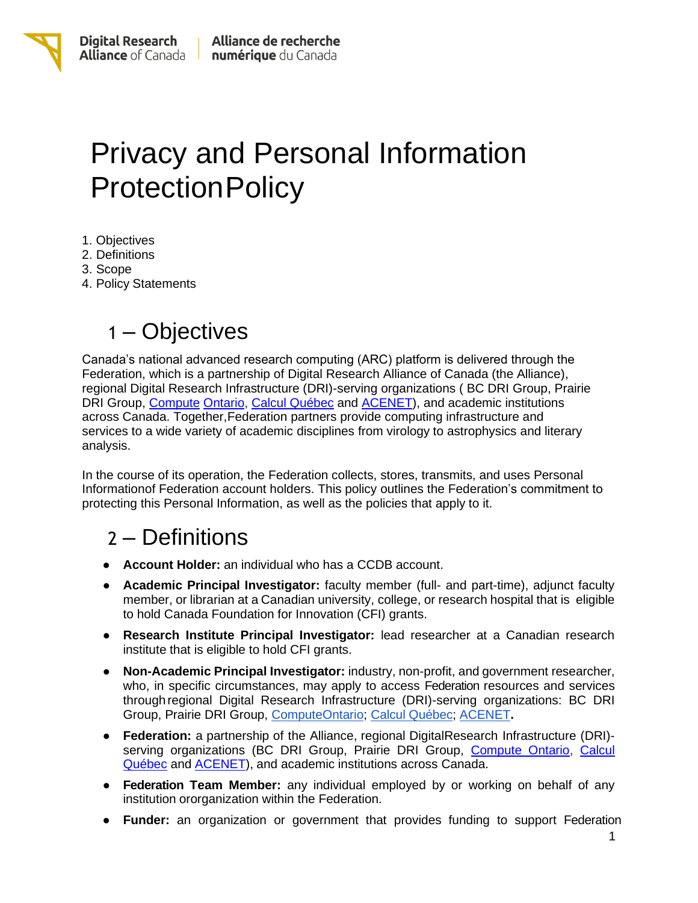# Privacy and Personal Information Protection Policy

1. Objectives
2. Definitions
3. Scope
4. Policy Statements

## 1 – Objectives

Canada's national advanced research computing (ARC) platform is delivered through the Federation, which is a partnership of Digital Research Alliance of Canada (the Alliance), regional Digital Research Infrastructure (DRI)-serving organizations ( BC DRI Group, Prairie DRI Group, Compute Ontario, Calcul Québec and ACENET), and academic institutions across Canada. Together, Federation partners provide computing infrastructure and services to a wide variety of academic disciplines from virology to astrophysics and literary analysis.

In the course of its operation, the Federation collects, stores, transmits, and uses Personal Information of Federation account holders. This policy outlines the Federation's commitment to protecting this Personal Information, as well as the policies that apply to it.

## 2 – Definitions

- **Account Holder:** an individual who has a CCDB account.
- **Academic Principal Investigator:** faculty member (full- and part-time), adjunct faculty member, or librarian at a Canadian university, college, or research hospital that is eligible to hold Canada Foundation for Innovation (CFI) grants.
- **Research Institute Principal Investigator:** lead researcher at a Canadian research institute that is eligible to hold CFI grants.
- **Non-Academic Principal Investigator:** industry, non-profit, and government researcher, who, in specific circumstances, may apply to access Federation resources and services through regional Digital Research Infrastructure (DRI)-serving organizations: BC DRI Group, Prairie DRI Group, ComputeOntario; Calcul Québec; ACENET.
- **Federation:** a partnership of the Alliance, regional Digital Research Infrastructure (DRI)-serving organizations (BC DRI Group, Prairie DRI Group, Compute Ontario, Calcul Québec and ACENET), and academic institutions across Canada.
- **Federation Team Member:** any individual employed by or working on behalf of any institution or organization within the Federation.
- **Funder:** an organization or government that provides funding to support Federation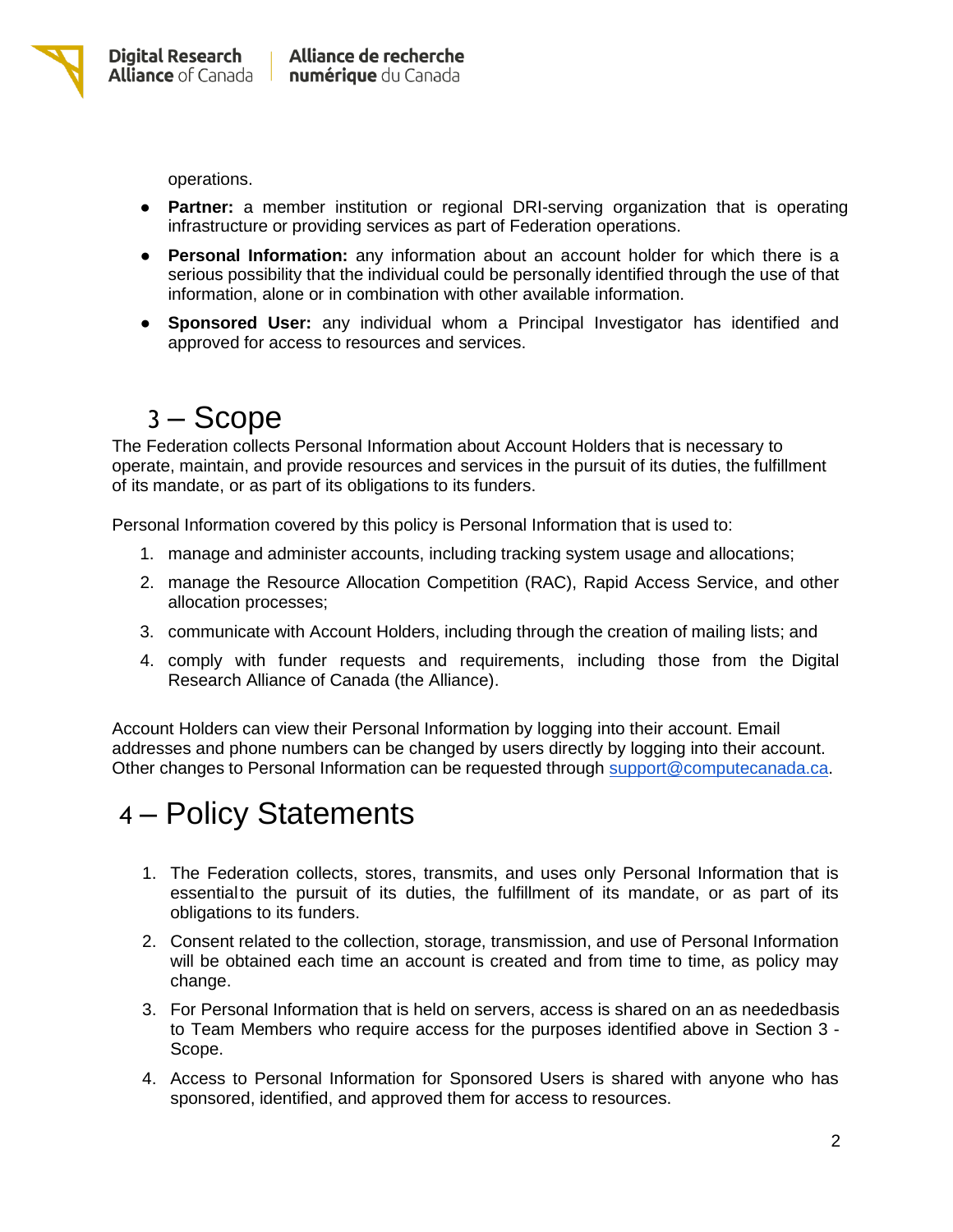operations.

- **Partner:** a member institution or regional DRI-serving organization that is operating infrastructure or providing services as part of Federation operations.
- **Personal Information:** any information about an account holder for which there is a serious possibility that the individual could be personally identified through the use of that information, alone or in combination with other available information.
- **Sponsored User:** any individual whom a Principal Investigator has identified and approved for access to resources and services.

# 3 – Scope

The Federation collects Personal Information about Account Holders that is necessary to operate, maintain, and provide resources and services in the pursuit of its duties, the fulfillment of its mandate, or as part of its obligations to its funders.

Personal Information covered by this policy is Personal Information that is used to:

1. manage and administer accounts, including tracking system usage and allocations;
2. manage the Resource Allocation Competition (RAC), Rapid Access Service, and other allocation processes;
3. communicate with Account Holders, including through the creation of mailing lists; and
4. comply with funder requests and requirements, including those from the Digital Research Alliance of Canada (the Alliance).

Account Holders can view their Personal Information by logging into their account. Email addresses and phone numbers can be changed by users directly by logging into their account. Other changes to Personal Information can be requested through support@computecanada.ca.

# 4 – Policy Statements

1. The Federation collects, stores, transmits, and uses only Personal Information that is essentialto the pursuit of its duties, the fulfillment of its mandate, or as part of its obligations to its funders.
2. Consent related to the collection, storage, transmission, and use of Personal Information will be obtained each time an account is created and from time to time, as policy may change.
3. For Personal Information that is held on servers, access is shared on an as neededbasis to Team Members who require access for the purposes identified above in Section 3 - Scope.
4. Access to Personal Information for Sponsored Users is shared with anyone who has sponsored, identified, and approved them for access to resources.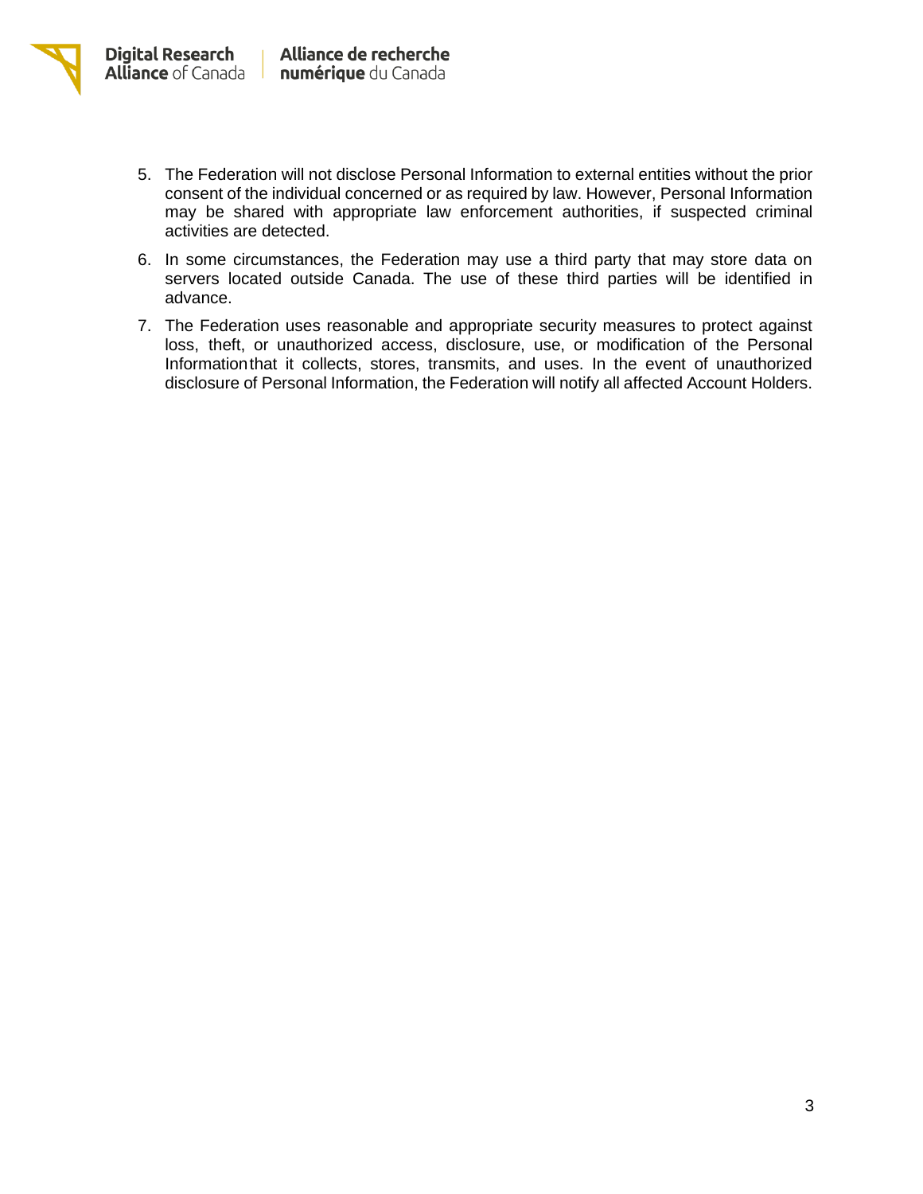5. The Federation will not disclose Personal Information to external entities without the prior consent of the individual concerned or as required by law. However, Personal Information may be shared with appropriate law enforcement authorities, if suspected criminal activities are detected.
6. In some circumstances, the Federation may use a third party that may store data on servers located outside Canada. The use of these third parties will be identified in advance.
7. The Federation uses reasonable and appropriate security measures to protect against loss, theft, or unauthorized access, disclosure, use, or modification of the Personal Information that it collects, stores, transmits, and uses. In the event of unauthorized disclosure of Personal Information, the Federation will notify all affected Account Holders.